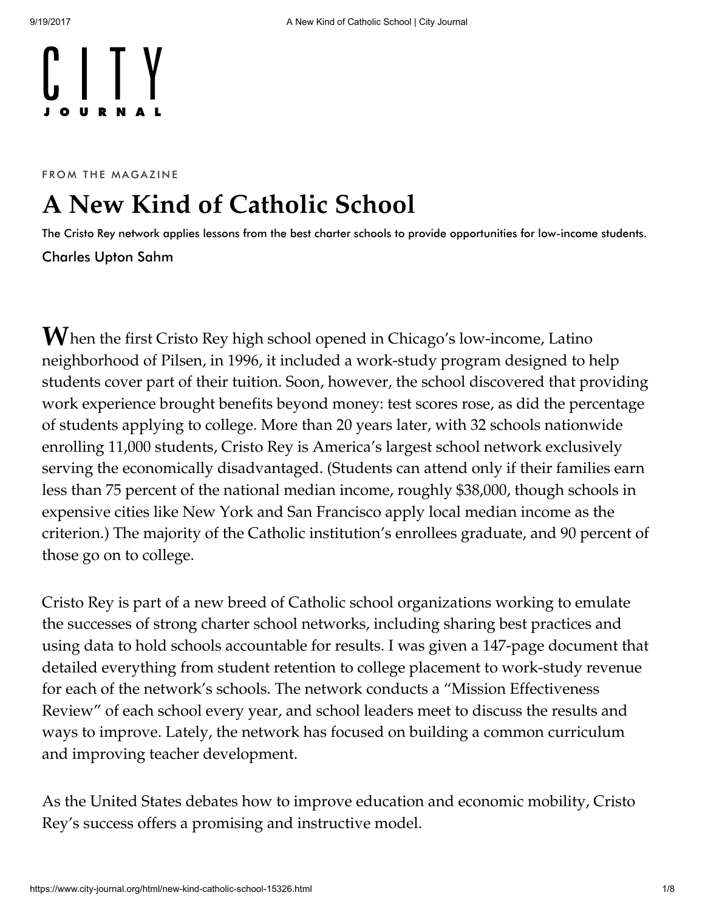CITY JOURNAL

FROM THE MAGAZINE

# A New Kind of Catholic School

The Cristo Rey network applies lessons from the best charter schools to provide opportunities for low-income students.

Charles Upton Sahm

When the first Cristo Rey high school opened in Chicago's low-income, Latino neighborhood of Pilsen, in 1996, it included a work-study program designed to help students cover part of their tuition. Soon, however, the school discovered that providing work experience brought benefits beyond money: test scores rose, as did the percentage of students applying to college. More than 20 years later, with 32 schools nationwide enrolling 11,000 students, Cristo Rey is America's largest school network exclusively serving the economically disadvantaged. (Students can attend only if their families earn less than 75 percent of the national median income, roughly $38,000, though schools in expensive cities like New York and San Francisco apply local median income as the criterion.) The majority of the Catholic institution's enrollees graduate, and 90 percent of those go on to college.

Cristo Rey is part of a new breed of Catholic school organizations working to emulate the successes of strong charter school networks, including sharing best practices and using data to hold schools accountable for results. I was given a 147-page document that detailed everything from student retention to college placement to work-study revenue for each of the network's schools. The network conducts a "Mission Effectiveness Review" of each school every year, and school leaders meet to discuss the results and ways to improve. Lately, the network has focused on building a common curriculum and improving teacher development.

As the United States debates how to improve education and economic mobility, Cristo Rey's success offers a promising and instructive model.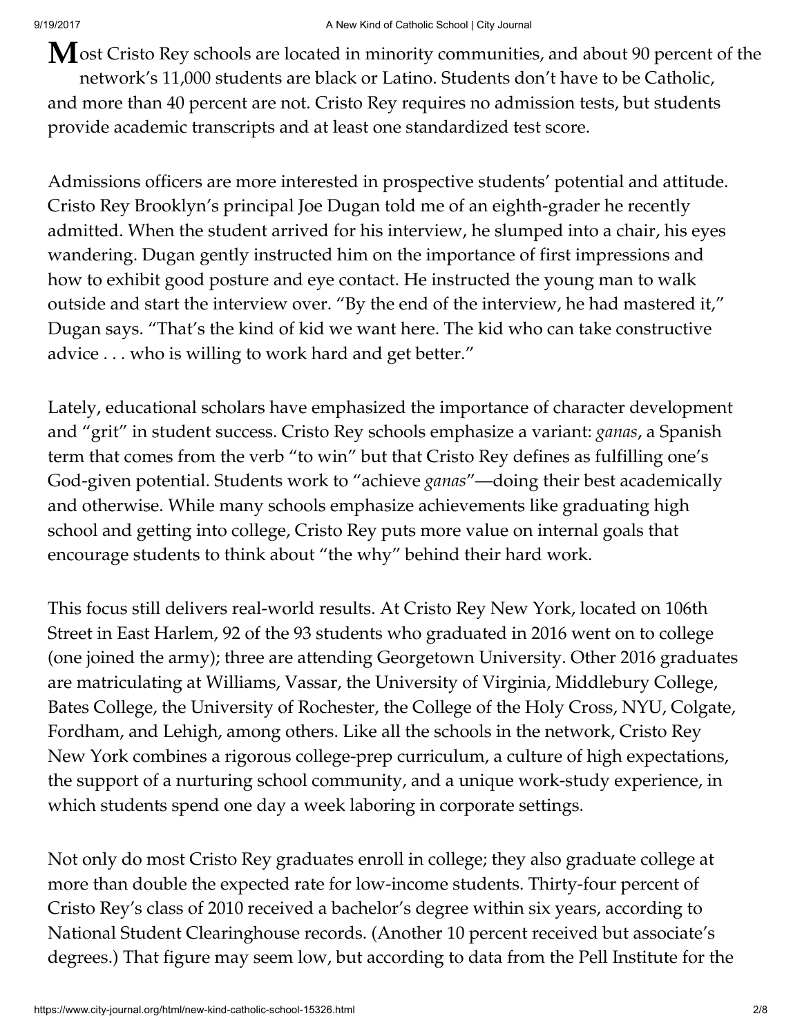Most Cristo Rey schools are located in minority communities, and about 90 percent of the network's 11,000 students are black or Latino. Students don't have to be Catholic, and more than 40 percent are not. Cristo Rey requires no admission tests, but students provide academic transcripts and at least one standardized test score.

Admissions officers are more interested in prospective students' potential and attitude. Cristo Rey Brooklyn's principal Joe Dugan told me of an eighth-grader he recently admitted. When the student arrived for his interview, he slumped into a chair, his eyes wandering. Dugan gently instructed him on the importance of first impressions and how to exhibit good posture and eye contact. He instructed the young man to walk outside and start the interview over. "By the end of the interview, he had mastered it," Dugan says. "That's the kind of kid we want here. The kid who can take constructive advice . . . who is willing to work hard and get better."

Lately, educational scholars have emphasized the importance of character development and "grit" in student success. Cristo Rey schools emphasize a variant: *ganas*, a Spanish term that comes from the verb "to win" but that Cristo Rey defines as fulfilling one's God-given potential. Students work to "achieve *ganas*"—doing their best academically and otherwise. While many schools emphasize achievements like graduating high school and getting into college, Cristo Rey puts more value on internal goals that encourage students to think about "the why" behind their hard work.

This focus still delivers real-world results. At Cristo Rey New York, located on 106th Street in East Harlem, 92 of the 93 students who graduated in 2016 went on to college (one joined the army); three are attending Georgetown University. Other 2016 graduates are matriculating at Williams, Vassar, the University of Virginia, Middlebury College, Bates College, the University of Rochester, the College of the Holy Cross, NYU, Colgate, Fordham, and Lehigh, among others. Like all the schools in the network, Cristo Rey New York combines a rigorous college-prep curriculum, a culture of high expectations, the support of a nurturing school community, and a unique work-study experience, in which students spend one day a week laboring in corporate settings.

Not only do most Cristo Rey graduates enroll in college; they also graduate college at more than double the expected rate for low-income students. Thirty-four percent of Cristo Rey's class of 2010 received a bachelor's degree within six years, according to National Student Clearinghouse records. (Another 10 percent received but associate's degrees.) That figure may seem low, but according to data from the Pell Institute for the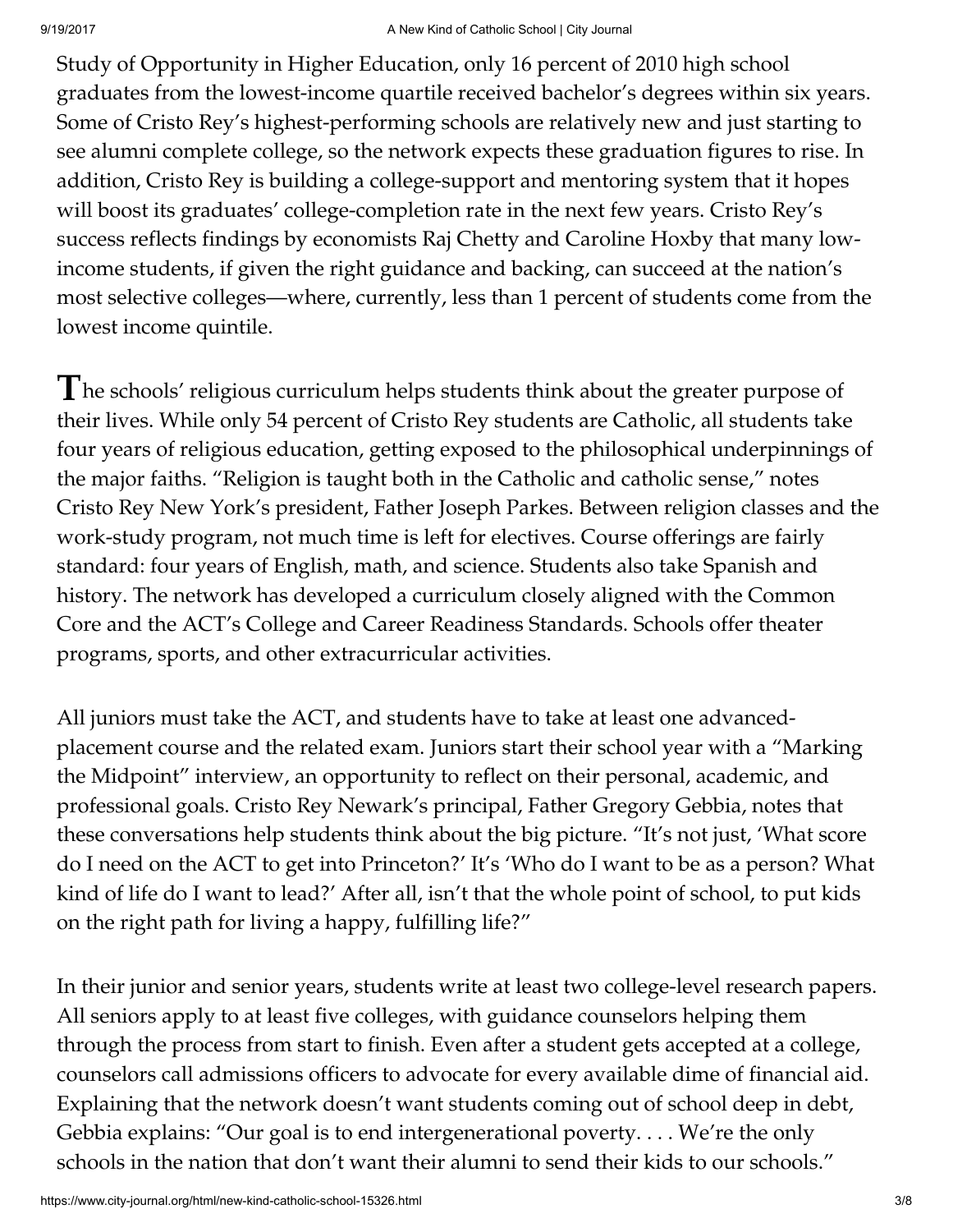Study of Opportunity in Higher Education, only 16 percent of 2010 high school graduates from the lowest-income quartile received bachelor's degrees within six years. Some of Cristo Rey's highest-performing schools are relatively new and just starting to see alumni complete college, so the network expects these graduation figures to rise. In addition, Cristo Rey is building a college-support and mentoring system that it hopes will boost its graduates' college-completion rate in the next few years. Cristo Rey's success reflects findings by economists Raj Chetty and Caroline Hoxby that many low-income students, if given the right guidance and backing, can succeed at the nation's most selective colleges—where, currently, less than 1 percent of students come from the lowest income quintile.

**T**he schools' religious curriculum helps students think about the greater purpose of their lives. While only 54 percent of Cristo Rey students are Catholic, all students take four years of religious education, getting exposed to the philosophical underpinnings of the major faiths. "Religion is taught both in the Catholic and catholic sense," notes Cristo Rey New York's president, Father Joseph Parkes. Between religion classes and the work-study program, not much time is left for electives. Course offerings are fairly standard: four years of English, math, and science. Students also take Spanish and history. The network has developed a curriculum closely aligned with the Common Core and the ACT's College and Career Readiness Standards. Schools offer theater programs, sports, and other extracurricular activities.

All juniors must take the ACT, and students have to take at least one advanced-placement course and the related exam. Juniors start their school year with a "Marking the Midpoint" interview, an opportunity to reflect on their personal, academic, and professional goals. Cristo Rey Newark's principal, Father Gregory Gebbia, notes that these conversations help students think about the big picture. "It's not just, 'What score do I need on the ACT to get into Princeton?' It's 'Who do I want to be as a person? What kind of life do I want to lead?' After all, isn't that the whole point of school, to put kids on the right path for living a happy, fulfilling life?"

In their junior and senior years, students write at least two college-level research papers. All seniors apply to at least five colleges, with guidance counselors helping them through the process from start to finish. Even after a student gets accepted at a college, counselors call admissions officers to advocate for every available dime of financial aid. Explaining that the network doesn't want students coming out of school deep in debt, Gebbia explains: "Our goal is to end intergenerational poverty. . . . We're the only schools in the nation that don't want their alumni to send their kids to our schools."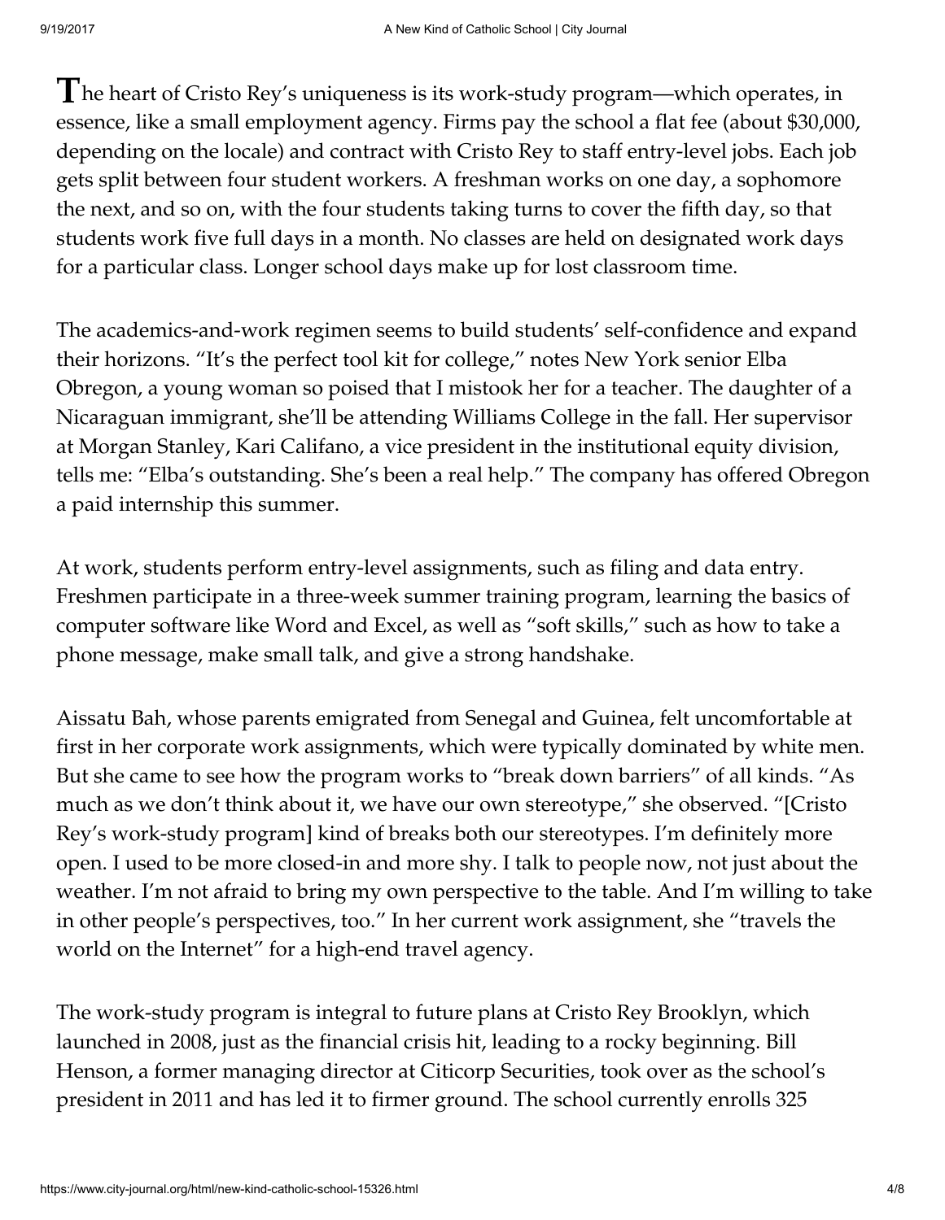The heart of Cristo Rey's uniqueness is its work-study program—which operates, in essence, like a small employment agency. Firms pay the school a flat fee (about $30,000, depending on the locale) and contract with Cristo Rey to staff entry-level jobs. Each job gets split between four student workers. A freshman works on one day, a sophomore the next, and so on, with the four students taking turns to cover the fifth day, so that students work five full days in a month. No classes are held on designated work days for a particular class. Longer school days make up for lost classroom time.

The academics-and-work regimen seems to build students' self-confidence and expand their horizons. "It's the perfect tool kit for college," notes New York senior Elba Obregon, a young woman so poised that I mistook her for a teacher. The daughter of a Nicaraguan immigrant, she'll be attending Williams College in the fall. Her supervisor at Morgan Stanley, Kari Califano, a vice president in the institutional equity division, tells me: "Elba's outstanding. She's been a real help." The company has offered Obregon a paid internship this summer.

At work, students perform entry-level assignments, such as filing and data entry. Freshmen participate in a three-week summer training program, learning the basics of computer software like Word and Excel, as well as "soft skills," such as how to take a phone message, make small talk, and give a strong handshake.

Aissatu Bah, whose parents emigrated from Senegal and Guinea, felt uncomfortable at first in her corporate work assignments, which were typically dominated by white men. But she came to see how the program works to "break down barriers" of all kinds. "As much as we don't think about it, we have our own stereotype," she observed. "[Cristo Rey's work-study program] kind of breaks both our stereotypes. I'm definitely more open. I used to be more closed-in and more shy. I talk to people now, not just about the weather. I'm not afraid to bring my own perspective to the table. And I'm willing to take in other people's perspectives, too." In her current work assignment, she "travels the world on the Internet" for a high-end travel agency.

The work-study program is integral to future plans at Cristo Rey Brooklyn, which launched in 2008, just as the financial crisis hit, leading to a rocky beginning. Bill Henson, a former managing director at Citicorp Securities, took over as the school's president in 2011 and has led it to firmer ground. The school currently enrolls 325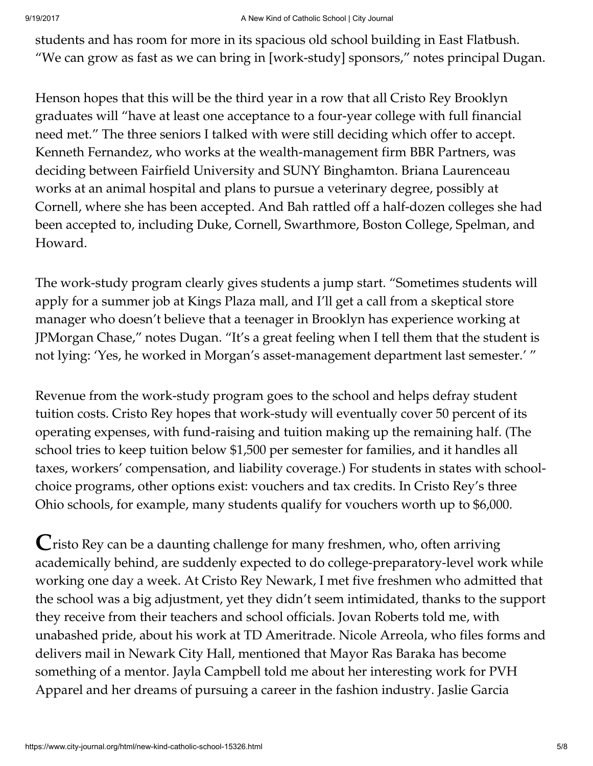students and has room for more in its spacious old school building in East Flatbush. "We can grow as fast as we can bring in [work-study] sponsors," notes principal Dugan.

Henson hopes that this will be the third year in a row that all Cristo Rey Brooklyn graduates will "have at least one acceptance to a four-year college with full financial need met." The three seniors I talked with were still deciding which offer to accept. Kenneth Fernandez, who works at the wealth-management firm BBR Partners, was deciding between Fairfield University and SUNY Binghamton. Briana Laurenceau works at an animal hospital and plans to pursue a veterinary degree, possibly at Cornell, where she has been accepted. And Bah rattled off a half-dozen colleges she had been accepted to, including Duke, Cornell, Swarthmore, Boston College, Spelman, and Howard.

The work-study program clearly gives students a jump start. "Sometimes students will apply for a summer job at Kings Plaza mall, and I'll get a call from a skeptical store manager who doesn't believe that a teenager in Brooklyn has experience working at JPMorgan Chase," notes Dugan. "It's a great feeling when I tell them that the student is not lying: 'Yes, he worked in Morgan's asset-management department last semester.' "

Revenue from the work-study program goes to the school and helps defray student tuition costs. Cristo Rey hopes that work-study will eventually cover 50 percent of its operating expenses, with fund-raising and tuition making up the remaining half. (The school tries to keep tuition below $1,500 per semester for families, and it handles all taxes, workers' compensation, and liability coverage.) For students in states with school-choice programs, other options exist: vouchers and tax credits. In Cristo Rey's three Ohio schools, for example, many students qualify for vouchers worth up to $6,000.

Cristo Rey can be a daunting challenge for many freshmen, who, often arriving academically behind, are suddenly expected to do college-preparatory-level work while working one day a week. At Cristo Rey Newark, I met five freshmen who admitted that the school was a big adjustment, yet they didn't seem intimidated, thanks to the support they receive from their teachers and school officials. Jovan Roberts told me, with unabashed pride, about his work at TD Ameritrade. Nicole Arreola, who files forms and delivers mail in Newark City Hall, mentioned that Mayor Ras Baraka has become something of a mentor. Jayla Campbell told me about her interesting work for PVH Apparel and her dreams of pursuing a career in the fashion industry. Jaslie Garcia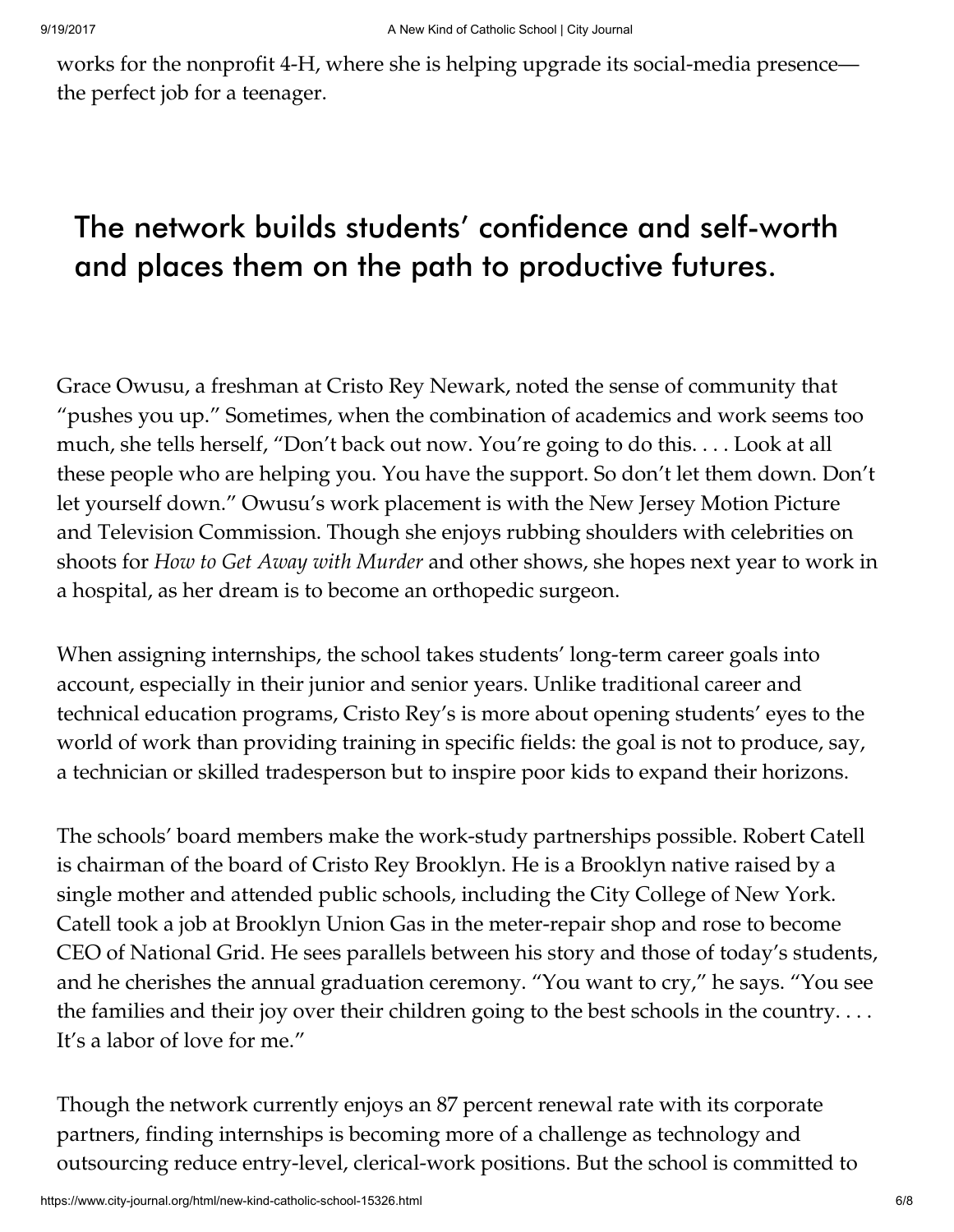works for the nonprofit 4-H, where she is helping upgrade its social-media presence—the perfect job for a teenager.

## The network builds students' confidence and self-worth and places them on the path to productive futures.

Grace Owusu, a freshman at Cristo Rey Newark, noted the sense of community that "pushes you up." Sometimes, when the combination of academics and work seems too much, she tells herself, "Don't back out now. You're going to do this. . . . Look at all these people who are helping you. You have the support. So don't let them down. Don't let yourself down." Owusu's work placement is with the New Jersey Motion Picture and Television Commission. Though she enjoys rubbing shoulders with celebrities on shoots for *How to Get Away with Murder* and other shows, she hopes next year to work in a hospital, as her dream is to become an orthopedic surgeon.

When assigning internships, the school takes students' long-term career goals into account, especially in their junior and senior years. Unlike traditional career and technical education programs, Cristo Rey's is more about opening students' eyes to the world of work than providing training in specific fields: the goal is not to produce, say, a technician or skilled tradesperson but to inspire poor kids to expand their horizons.

The schools' board members make the work-study partnerships possible. Robert Catell is chairman of the board of Cristo Rey Brooklyn. He is a Brooklyn native raised by a single mother and attended public schools, including the City College of New York. Catell took a job at Brooklyn Union Gas in the meter-repair shop and rose to become CEO of National Grid. He sees parallels between his story and those of today's students, and he cherishes the annual graduation ceremony. "You want to cry," he says. "You see the families and their joy over their children going to the best schools in the country. . . . It's a labor of love for me."

Though the network currently enjoys an 87 percent renewal rate with its corporate partners, finding internships is becoming more of a challenge as technology and outsourcing reduce entry-level, clerical-work positions. But the school is committed to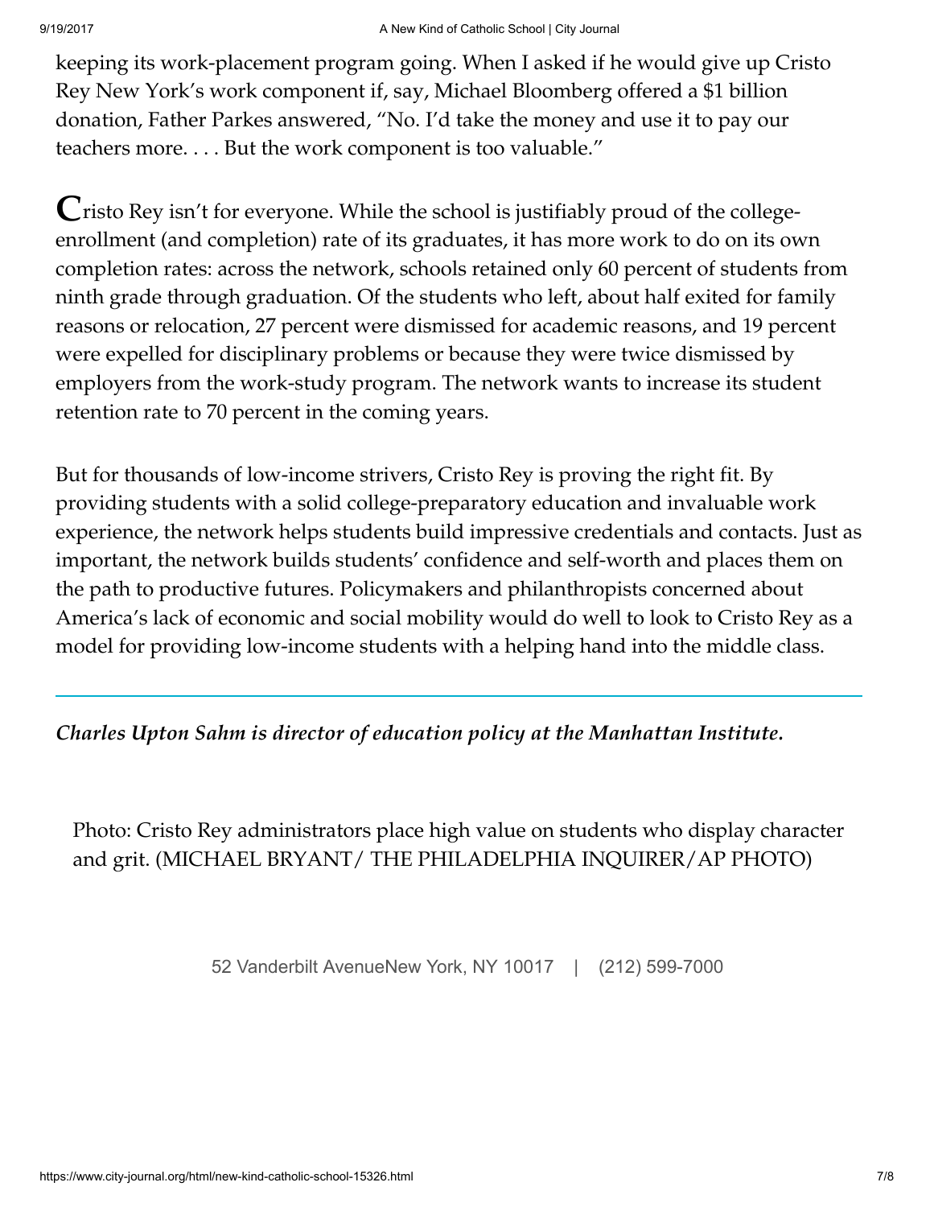keeping its work-placement program going. When I asked if he would give up Cristo Rey New York's work component if, say, Michael Bloomberg offered a $1 billion donation, Father Parkes answered, "No. I'd take the money and use it to pay our teachers more. . . . But the work component is too valuable."

Cristo Rey isn't for everyone. While the school is justifiably proud of the college-enrollment (and completion) rate of its graduates, it has more work to do on its own completion rates: across the network, schools retained only 60 percent of students from ninth grade through graduation. Of the students who left, about half exited for family reasons or relocation, 27 percent were dismissed for academic reasons, and 19 percent were expelled for disciplinary problems or because they were twice dismissed by employers from the work-study program. The network wants to increase its student retention rate to 70 percent in the coming years.

But for thousands of low-income strivers, Cristo Rey is proving the right fit. By providing students with a solid college-preparatory education and invaluable work experience, the network helps students build impressive credentials and contacts. Just as important, the network builds students' confidence and self-worth and places them on the path to productive futures. Policymakers and philanthropists concerned about America's lack of economic and social mobility would do well to look to Cristo Rey as a model for providing low-income students with a helping hand into the middle class.

---

***Charles Upton Sahm is director of education policy at the Manhattan Institute.***

Photo: Cristo Rey administrators place high value on students who display character and grit. (MICHAEL BRYANT/ THE PHILADELPHIA INQUIRER/AP PHOTO)

52 Vanderbilt AvenueNew York, NY 10017 | (212) 599-7000